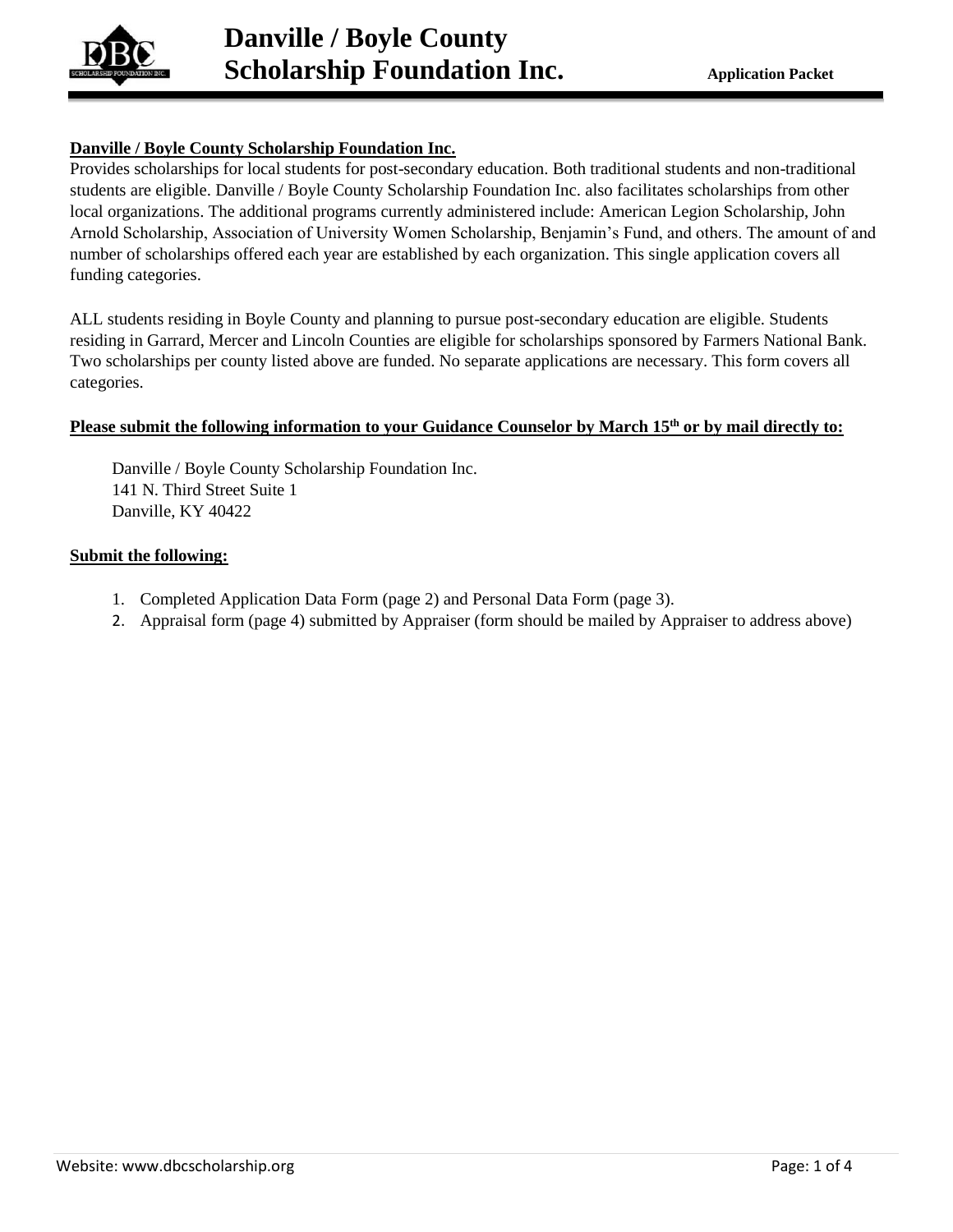# Danville / Boyle County Scholarship Foundation Inc.

**Application Packet**

**Danville / Boyle County Scholarship Foundation Inc.**

Provides scholarships for local students for post-secondary education. Both traditional students and non-traditional students are eligible. Danville / Boyle County Scholarship Foundation Inc. also facilitates scholarships from other local organizations. The additional programs currently administered include: American Legion Scholarship, John Arnold Scholarship, Association of University Women Scholarship, Benjamin's Fund, and others. The amount of and number of scholarships offered each year are established by each organization. This single application covers all funding categories.

ALL students residing in Boyle County and planning to pursue post-secondary education are eligible. Students residing in Garrard, Mercer and Lincoln Counties are eligible for scholarships sponsored by Farmers National Bank. Two scholarships per county listed above are funded. No separate applications are necessary. This form covers all categories.

**Please submit the following information to your Guidance Counselor by March 15th or by mail directly to:**

Danville / Boyle County Scholarship Foundation Inc.
141 N. Third Street Suite 1
Danville, KY 40422

**Submit the following:**

1. Completed Application Data Form (page 2) and Personal Data Form (page 3).
2. Appraisal form (page 4) submitted by Appraiser (form should be mailed by Appraiser to address above)

Website: www.dbcscholarship.org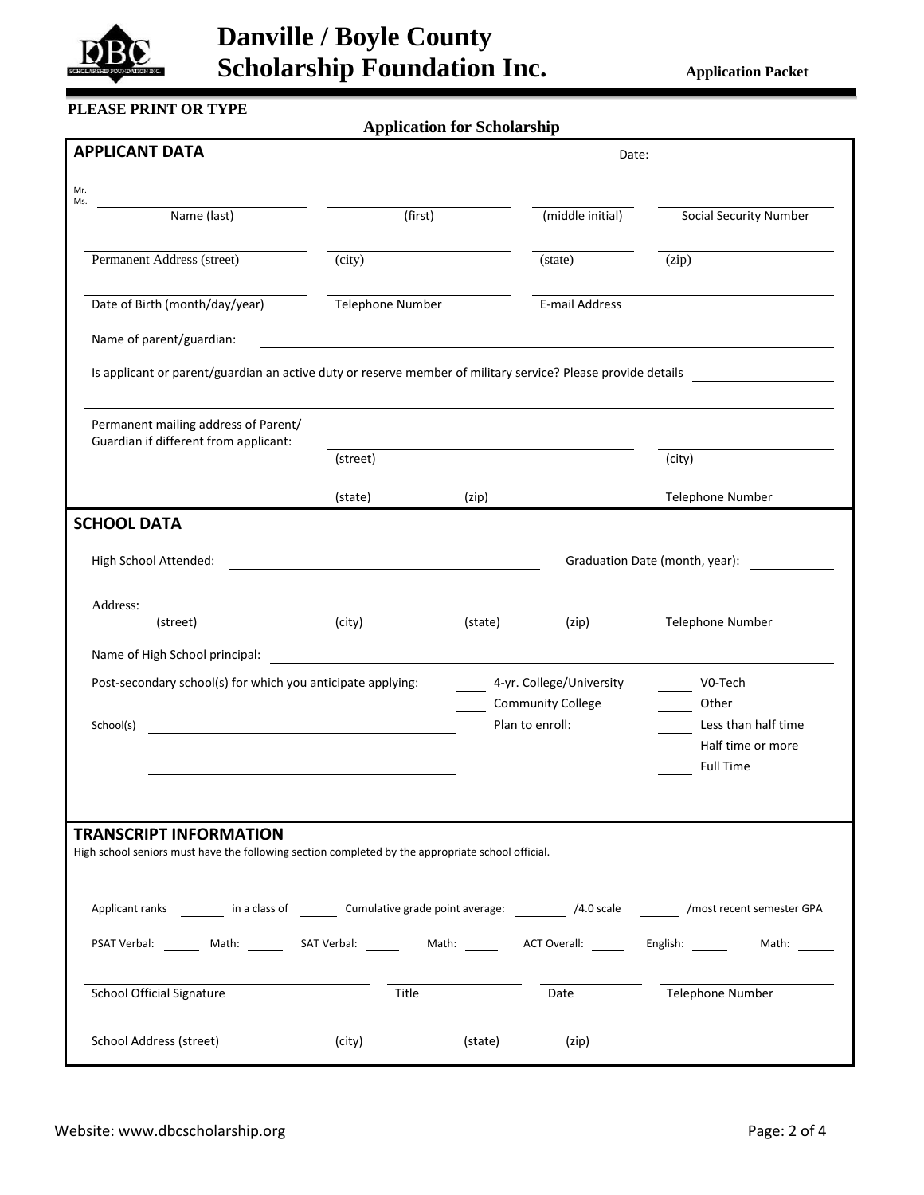# Danville / Boyle County Scholarship Foundation Inc.

**Application Packet**

**PLEASE PRINT OR TYPE**

## Application for Scholarship

### APPLICANT DATA

Date: ____________________

Mr.
Ms. ____________________ ____________________ ____________________ ____________________
Name (last) (first) (middle initial) Social Security Number

____________________ ____________________ ____________________ ____________________
Permanent Address (street) (city) (state) (zip)

____________________ ____________________ ____________________
Date of Birth (month/day/year) Telephone Number E-mail Address

Name of parent/guardian: ____________________

Is applicant or parent/guardian an active duty or reserve member of military service? Please provide details ____________________

____________________

Permanent mailing address of Parent/ Guardian if different from applicant:

____________________ ____________________
(street) (city)

____________________ ____________________ ____________________
(state) (zip) Telephone Number

### SCHOOL DATA

High School Attended: ____________________ Graduation Date (month, year): ____________

Address: ____________________ ____________________ ____________________ ____________________ ____________________
(street) (city) (state) (zip) Telephone Number

Name of High School principal: ____________________

Post-secondary school(s) for which you anticipate applying:

_____ 4-yr. College/University
_____ Community College
_____ V0-Tech
_____ Other

School(s) ____________________
____________________
____________________

Plan to enroll:

_____ Less than half time
_____ Half time or more
_____ Full Time

### TRANSCRIPT INFORMATION

High school seniors must have the following section completed by the appropriate school official.

Applicant ranks _______ in a class of _______ Cumulative grade point average: _______ /4.0 scale _______ /most recent semester GPA

PSAT Verbal: _____ Math: _____ SAT Verbal: _____ Math: _____ ACT Overall: _____ English: _____ Math: _____

____________________ ____________________ ____________________ ____________________
School Official Signature Title Date Telephone Number

____________________ ____________________ ____________________ ____________________
School Address (street) (city) (state) (zip)

Website: www.dbcscholarship.org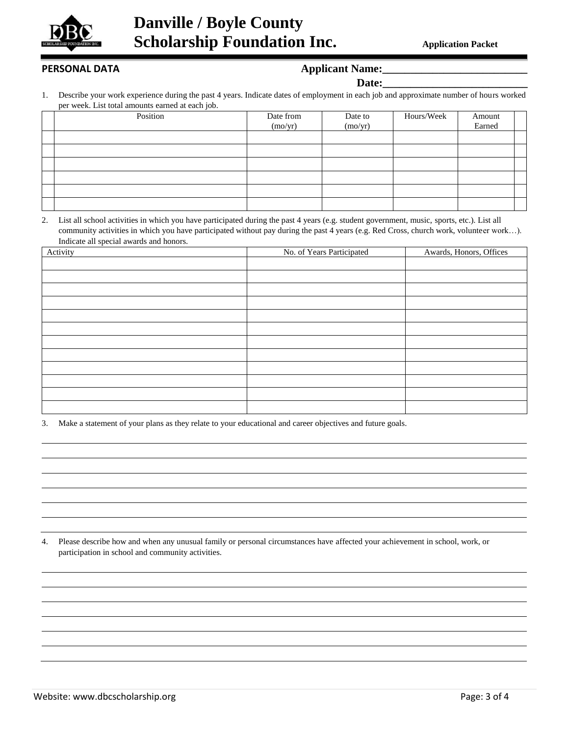# Danville / Boyle County Scholarship Foundation Inc.

**Application Packet**

**PERSONAL DATA**

**Applicant Name:**\_\_\_\_\_\_\_\_\_\_\_\_\_\_\_\_\_\_\_\_\_\_\_\_\_\_

**Date:**\_\_\_\_\_\_\_\_\_\_\_\_\_\_\_\_\_\_\_\_\_\_\_\_\_\_

1. Describe your work experience during the past 4 years. Indicate dates of employment in each job and approximate number of hours worked per week. List total amounts earned at each job.

| | Position | Date from (mo/yr) | Date to (mo/yr) | Hours/Week | Amount Earned | |
|---|---|---|---|---|---|---|
| | | | | | | |
| | | | | | | |
| | | | | | | |
| | | | | | | |
| | | | | | | |
| | | | | | | |

2. List all school activities in which you have participated during the past 4 years (e.g. student government, music, sports, etc.). List all community activities in which you have participated without pay during the past 4 years (e.g. Red Cross, church work, volunteer work…). Indicate all special awards and honors.

| Activity | No. of Years Participated | Awards, Honors, Offices |
|---|---|---|
| | | |
| | | |
| | | |
| | | |
| | | |
| | | |
| | | |
| | | |
| | | |
| | | |
| | | |
| | | |

3. Make a statement of your plans as they relate to your educational and career objectives and future goals.

\_\_\_\_\_\_\_\_\_\_\_\_\_\_\_\_\_\_\_\_\_\_\_\_\_\_\_\_\_\_\_\_\_\_\_\_\_\_\_\_\_\_\_\_\_\_\_\_\_\_\_\_\_\_\_\_\_\_\_\_\_\_\_\_\_\_\_\_\_\_\_\_\_\_\_\_

\_\_\_\_\_\_\_\_\_\_\_\_\_\_\_\_\_\_\_\_\_\_\_\_\_\_\_\_\_\_\_\_\_\_\_\_\_\_\_\_\_\_\_\_\_\_\_\_\_\_\_\_\_\_\_\_\_\_\_\_\_\_\_\_\_\_\_\_\_\_\_\_\_\_\_\_

\_\_\_\_\_\_\_\_\_\_\_\_\_\_\_\_\_\_\_\_\_\_\_\_\_\_\_\_\_\_\_\_\_\_\_\_\_\_\_\_\_\_\_\_\_\_\_\_\_\_\_\_\_\_\_\_\_\_\_\_\_\_\_\_\_\_\_\_\_\_\_\_\_\_\_\_

\_\_\_\_\_\_\_\_\_\_\_\_\_\_\_\_\_\_\_\_\_\_\_\_\_\_\_\_\_\_\_\_\_\_\_\_\_\_\_\_\_\_\_\_\_\_\_\_\_\_\_\_\_\_\_\_\_\_\_\_\_\_\_\_\_\_\_\_\_\_\_\_\_\_\_\_

\_\_\_\_\_\_\_\_\_\_\_\_\_\_\_\_\_\_\_\_\_\_\_\_\_\_\_\_\_\_\_\_\_\_\_\_\_\_\_\_\_\_\_\_\_\_\_\_\_\_\_\_\_\_\_\_\_\_\_\_\_\_\_\_\_\_\_\_\_\_\_\_\_\_\_\_

\_\_\_\_\_\_\_\_\_\_\_\_\_\_\_\_\_\_\_\_\_\_\_\_\_\_\_\_\_\_\_\_\_\_\_\_\_\_\_\_\_\_\_\_\_\_\_\_\_\_\_\_\_\_\_\_\_\_\_\_\_\_\_\_\_\_\_\_\_\_\_\_\_\_\_\_

\_\_\_\_\_\_\_\_\_\_\_\_\_\_\_\_\_\_\_\_\_\_\_\_\_\_\_\_\_\_\_\_\_\_\_\_\_\_\_\_\_\_\_\_\_\_\_\_\_\_\_\_\_\_\_\_\_\_\_\_\_\_\_\_\_\_\_\_\_\_\_\_\_\_\_\_

4. Please describe how and when any unusual family or personal circumstances have affected your achievement in school, work, or participation in school and community activities.

\_\_\_\_\_\_\_\_\_\_\_\_\_\_\_\_\_\_\_\_\_\_\_\_\_\_\_\_\_\_\_\_\_\_\_\_\_\_\_\_\_\_\_\_\_\_\_\_\_\_\_\_\_\_\_\_\_\_\_\_\_\_\_\_\_\_\_\_\_\_\_\_\_\_\_\_

\_\_\_\_\_\_\_\_\_\_\_\_\_\_\_\_\_\_\_\_\_\_\_\_\_\_\_\_\_\_\_\_\_\_\_\_\_\_\_\_\_\_\_\_\_\_\_\_\_\_\_\_\_\_\_\_\_\_\_\_\_\_\_\_\_\_\_\_\_\_\_\_\_\_\_\_

\_\_\_\_\_\_\_\_\_\_\_\_\_\_\_\_\_\_\_\_\_\_\_\_\_\_\_\_\_\_\_\_\_\_\_\_\_\_\_\_\_\_\_\_\_\_\_\_\_\_\_\_\_\_\_\_\_\_\_\_\_\_\_\_\_\_\_\_\_\_\_\_\_\_\_\_

\_\_\_\_\_\_\_\_\_\_\_\_\_\_\_\_\_\_\_\_\_\_\_\_\_\_\_\_\_\_\_\_\_\_\_\_\_\_\_\_\_\_\_\_\_\_\_\_\_\_\_\_\_\_\_\_\_\_\_\_\_\_\_\_\_\_\_\_\_\_\_\_\_\_\_\_

\_\_\_\_\_\_\_\_\_\_\_\_\_\_\_\_\_\_\_\_\_\_\_\_\_\_\_\_\_\_\_\_\_\_\_\_\_\_\_\_\_\_\_\_\_\_\_\_\_\_\_\_\_\_\_\_\_\_\_\_\_\_\_\_\_\_\_\_\_\_\_\_\_\_\_\_

\_\_\_\_\_\_\_\_\_\_\_\_\_\_\_\_\_\_\_\_\_\_\_\_\_\_\_\_\_\_\_\_\_\_\_\_\_\_\_\_\_\_\_\_\_\_\_\_\_\_\_\_\_\_\_\_\_\_\_\_\_\_\_\_\_\_\_\_\_\_\_\_\_\_\_\_

\_\_\_\_\_\_\_\_\_\_\_\_\_\_\_\_\_\_\_\_\_\_\_\_\_\_\_\_\_\_\_\_\_\_\_\_\_\_\_\_\_\_\_\_\_\_\_\_\_\_\_\_\_\_\_\_\_\_\_\_\_\_\_\_\_\_\_\_\_\_\_\_\_\_\_\_

Website: www.dbcscholarship.org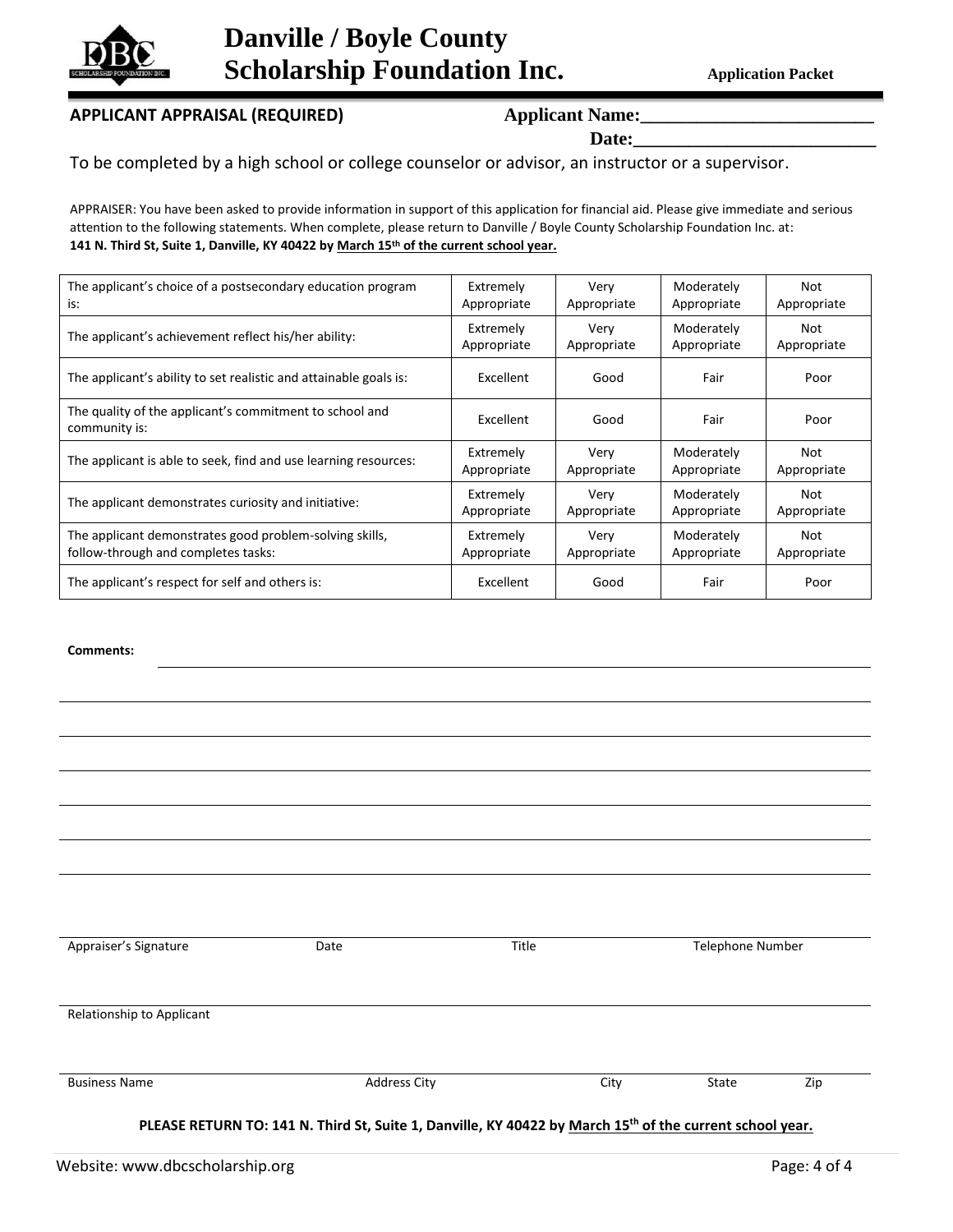# Danville / Boyle County Scholarship Foundation Inc.

**Application Packet**

**APPLICANT APPRAISAL (REQUIRED)**

**Applicant Name:_________________________**

**Date:_________________________**

To be completed by a high school or college counselor or advisor, an instructor or a supervisor.

APPRAISER: You have been asked to provide information in support of this application for financial aid. Please give immediate and serious attention to the following statements. When complete, please return to Danville / Boyle County Scholarship Foundation Inc. at: **141 N. Third St, Suite 1, Danville, KY 40422 by March 15th of the current school year.**

| | | | | |
|---|---|---|---|---|
| The applicant's choice of a postsecondary education program is: | Extremely Appropriate | Very Appropriate | Moderately Appropriate | Not Appropriate |
| The applicant's achievement reflect his/her ability: | Extremely Appropriate | Very Appropriate | Moderately Appropriate | Not Appropriate |
| The applicant's ability to set realistic and attainable goals is: | Excellent | Good | Fair | Poor |
| The quality of the applicant's commitment to school and community is: | Excellent | Good | Fair | Poor |
| The applicant is able to seek, find and use learning resources: | Extremely Appropriate | Very Appropriate | Moderately Appropriate | Not Appropriate |
| The applicant demonstrates curiosity and initiative: | Extremely Appropriate | Very Appropriate | Moderately Appropriate | Not Appropriate |
| The applicant demonstrates good problem-solving skills, follow-through and completes tasks: | Extremely Appropriate | Very Appropriate | Moderately Appropriate | Not Appropriate |
| The applicant's respect for self and others is: | Excellent | Good | Fair | Poor |

**Comments:** ______________________________________________

______________________________________________

______________________________________________

______________________________________________

______________________________________________

______________________________________________

______________________________________________

______________________________________________

Appraiser's Signature　　Date　　Title　　Telephone Number

______________________________________________

Relationship to Applicant

______________________________________________

Business Name　　Address City　　City　　State　　Zip

**PLEASE RETURN TO: 141 N. Third St, Suite 1, Danville, KY 40422 by March 15th of the current school year.**

Website: www.dbcscholarship.org